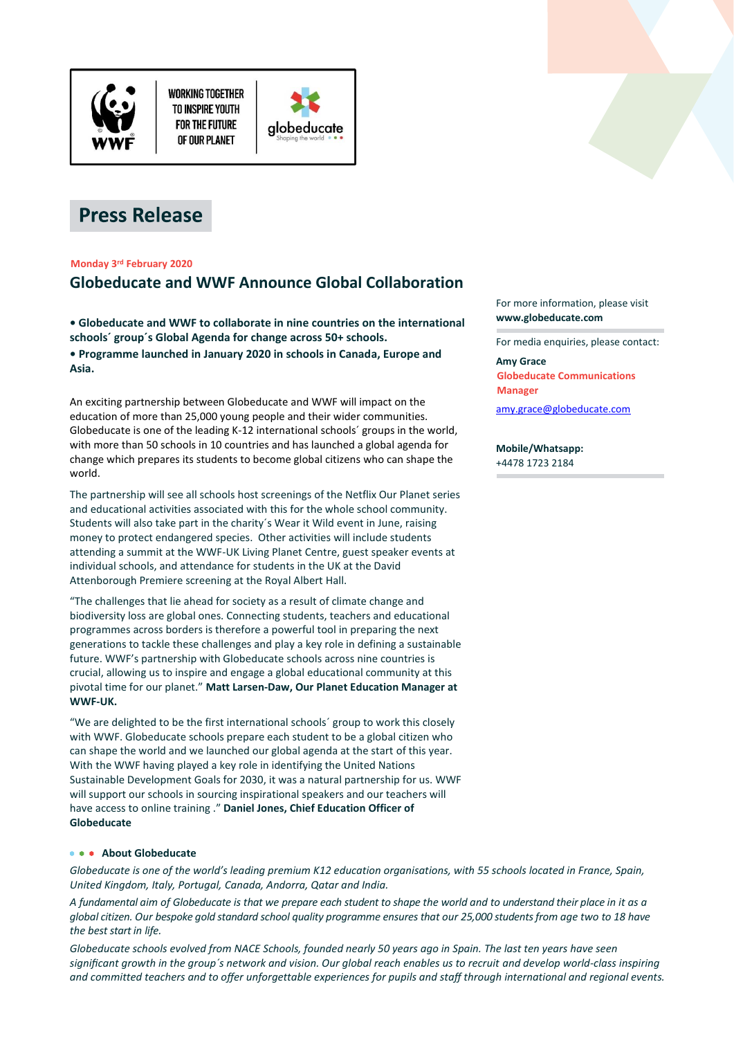WORKING TOGETHER TO INSPIRE YOUTH FOR THE FUTURE OF OUR PLANET

# Press Release

**Monday 3rd February 2020**

## Globeducate and WWF Announce Global Collaboration

- **Globeducate and WWF to collaborate in nine countries on the international schools´ group´s Global Agenda for change across 50+ schools.**
- **Programme launched in January 2020 in schools in Canada, Europe and Asia.**

An exciting partnership between Globeducate and WWF will impact on the education of more than 25,000 young people and their wider communities. Globeducate is one of the leading K-12 international schools´ groups in the world, with more than 50 schools in 10 countries and has launched a global agenda for change which prepares its students to become global citizens who can shape the world.

The partnership will see all schools host screenings of the Netflix Our Planet series and educational activities associated with this for the whole school community. Students will also take part in the charity´s Wear it Wild event in June, raising money to protect endangered species. Other activities will include students attending a summit at the WWF-UK Living Planet Centre, guest speaker events at individual schools, and attendance for students in the UK at the David Attenborough Premiere screening at the Royal Albert Hall.

"The challenges that lie ahead for society as a result of climate change and biodiversity loss are global ones. Connecting students, teachers and educational programmes across borders is therefore a powerful tool in preparing the next generations to tackle these challenges and play a key role in defining a sustainable future. WWF's partnership with Globeducate schools across nine countries is crucial, allowing us to inspire and engage a global educational community at this pivotal time for our planet." **Matt Larsen-Daw, Our Planet Education Manager at WWF-UK.**

"We are delighted to be the first international schools´ group to work this closely with WWF. Globeducate schools prepare each student to be a global citizen who can shape the world and we launched our global agenda at the start of this year. With the WWF having played a key role in identifying the United Nations Sustainable Development Goals for 2030, it was a natural partnership for us. WWF will support our schools in sourcing inspirational speakers and our teachers will have access to online training ." **Daniel Jones, Chief Education Officer of Globeducate**

For more information, please visit **www.globeducate.com**

For media enquiries, please contact:

**Amy Grace**
**Globeducate Communications Manager**
amy.grace@globeducate.com

**Mobile/Whatsapp:**
+4478 1723 2184

### About Globeducate

*Globeducate is one of the world's leading premium K12 education organisations, with 55 schools located in France, Spain, United Kingdom, Italy, Portugal, Canada, Andorra, Qatar and India.*

*A fundamental aim of Globeducate is that we prepare each student to shape the world and to understand their place in it as a global citizen. Our bespoke gold standard school quality programme ensures that our 25,000 students from age two to 18 have the best start in life.*

*Globeducate schools evolved from NACE Schools, founded nearly 50 years ago in Spain. The last ten years have seen significant growth in the group´s network and vision. Our global reach enables us to recruit and develop world-class inspiring and committed teachers and to offer unforgettable experiences for pupils and staff through international and regional events.*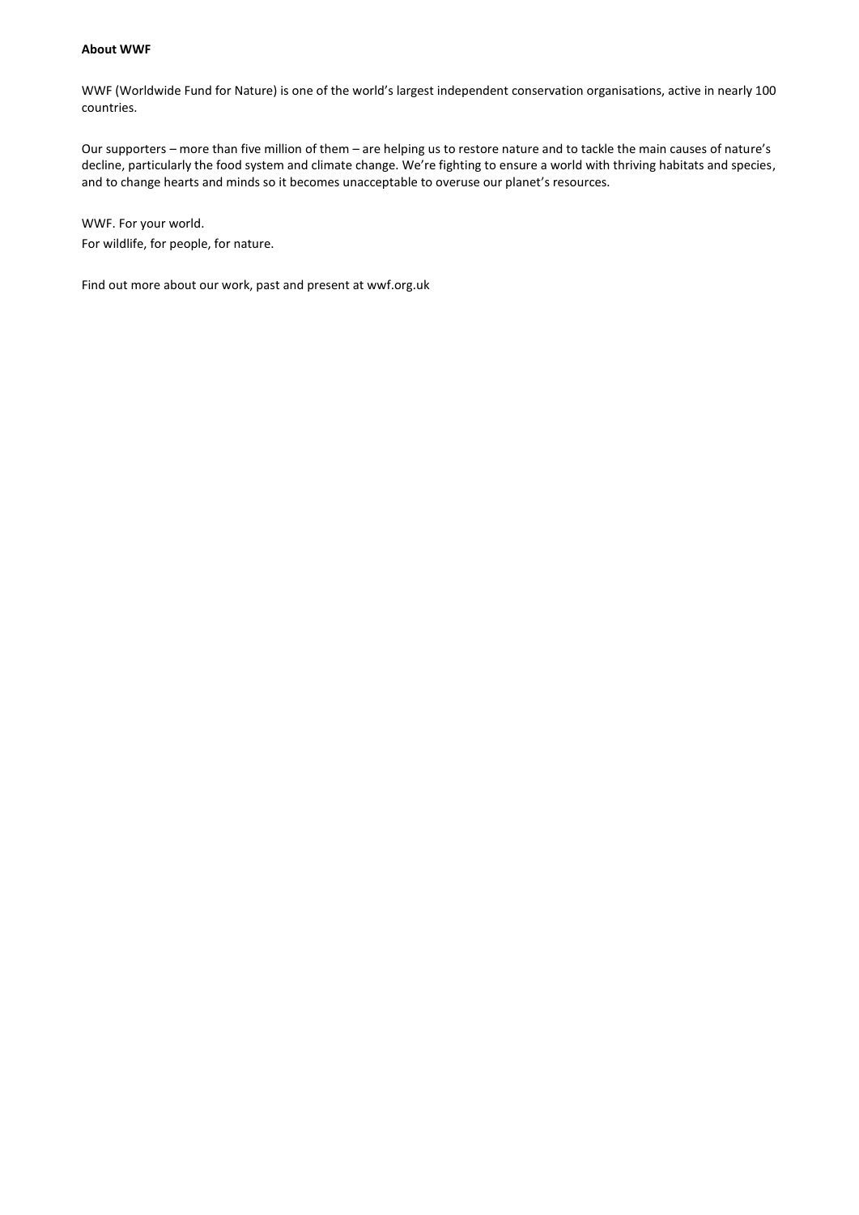**About WWF**

WWF (Worldwide Fund for Nature) is one of the world's largest independent conservation organisations, active in nearly 100 countries.

Our supporters – more than five million of them – are helping us to restore nature and to tackle the main causes of nature's decline, particularly the food system and climate change. We're fighting to ensure a world with thriving habitats and species, and to change hearts and minds so it becomes unacceptable to overuse our planet's resources.

WWF. For your world.
For wildlife, for people, for nature.

Find out more about our work, past and present at wwf.org.uk